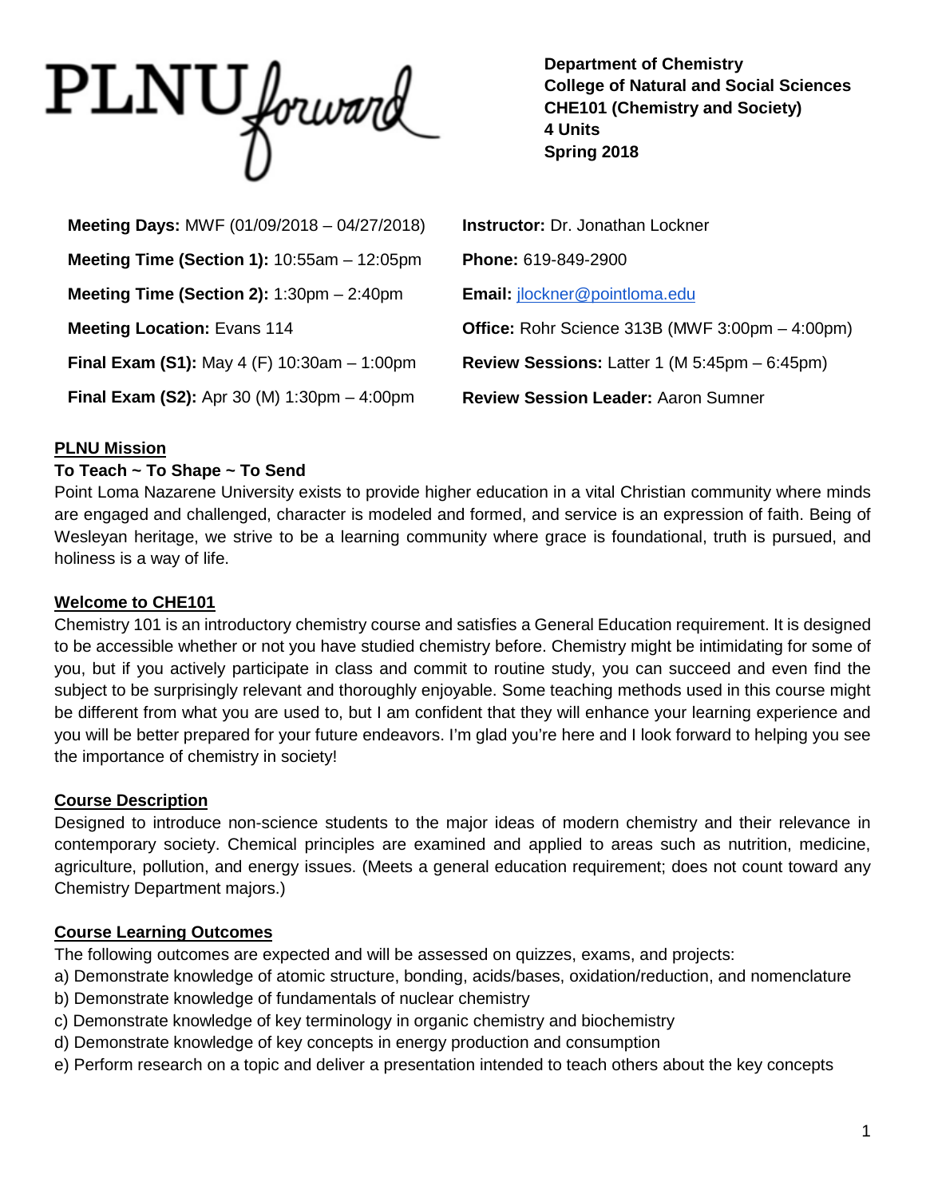PLNU forward

**Department of Chemistry**
**College of Natural and Social Sciences**
**CHE101 (Chemistry and Society)**
**4 Units**
**Spring 2018**

**Meeting Days:** MWF (01/09/2018 – 04/27/2018)

**Meeting Time (Section 1):** 10:55am – 12:05pm

**Meeting Time (Section 2):** 1:30pm – 2:40pm

**Meeting Location:** Evans 114

**Final Exam (S1):** May 4 (F) 10:30am – 1:00pm

**Final Exam (S2):** Apr 30 (M) 1:30pm – 4:00pm

**Instructor:** Dr. Jonathan Lockner

**Phone:** 619-849-2900

**Email:** jlockner@pointloma.edu

**Office:** Rohr Science 313B (MWF 3:00pm – 4:00pm)

**Review Sessions:** Latter 1 (M 5:45pm – 6:45pm)

**Review Session Leader:** Aaron Sumner

## PLNU Mission

**To Teach ~ To Shape ~ To Send**

Point Loma Nazarene University exists to provide higher education in a vital Christian community where minds are engaged and challenged, character is modeled and formed, and service is an expression of faith. Being of Wesleyan heritage, we strive to be a learning community where grace is foundational, truth is pursued, and holiness is a way of life.

## Welcome to CHE101

Chemistry 101 is an introductory chemistry course and satisfies a General Education requirement. It is designed to be accessible whether or not you have studied chemistry before. Chemistry might be intimidating for some of you, but if you actively participate in class and commit to routine study, you can succeed and even find the subject to be surprisingly relevant and thoroughly enjoyable. Some teaching methods used in this course might be different from what you are used to, but I am confident that they will enhance your learning experience and you will be better prepared for your future endeavors. I'm glad you're here and I look forward to helping you see the importance of chemistry in society!

## Course Description

Designed to introduce non-science students to the major ideas of modern chemistry and their relevance in contemporary society. Chemical principles are examined and applied to areas such as nutrition, medicine, agriculture, pollution, and energy issues. (Meets a general education requirement; does not count toward any Chemistry Department majors.)

## Course Learning Outcomes

The following outcomes are expected and will be assessed on quizzes, exams, and projects:

a) Demonstrate knowledge of atomic structure, bonding, acids/bases, oxidation/reduction, and nomenclature
b) Demonstrate knowledge of fundamentals of nuclear chemistry
c) Demonstrate knowledge of key terminology in organic chemistry and biochemistry
d) Demonstrate knowledge of key concepts in energy production and consumption
e) Perform research on a topic and deliver a presentation intended to teach others about the key concepts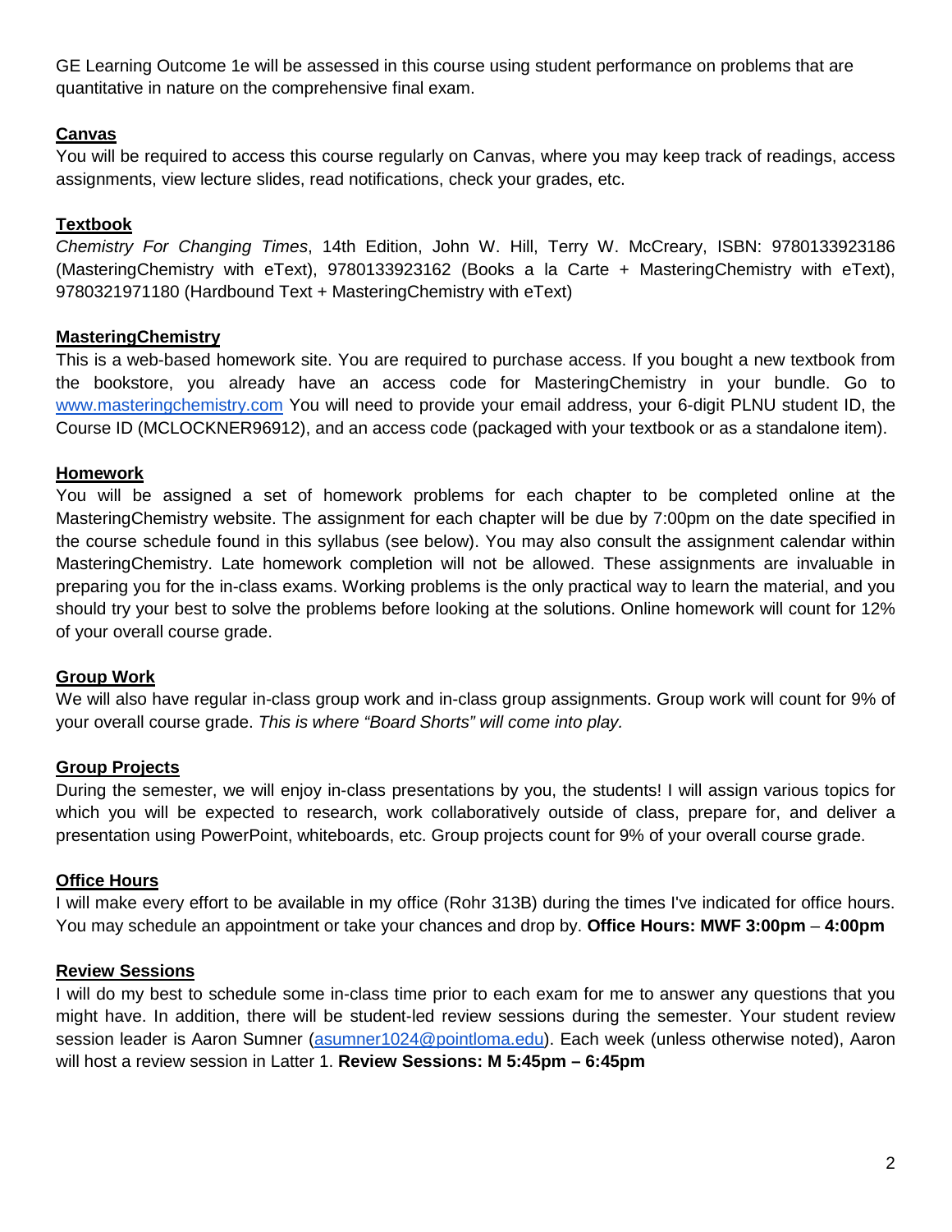GE Learning Outcome 1e will be assessed in this course using student performance on problems that are quantitative in nature on the comprehensive final exam.

## Canvas

You will be required to access this course regularly on Canvas, where you may keep track of readings, access assignments, view lecture slides, read notifications, check your grades, etc.

## Textbook

*Chemistry For Changing Times*, 14th Edition, John W. Hill, Terry W. McCreary, ISBN: 9780133923186 (MasteringChemistry with eText), 9780133923162 (Books a la Carte + MasteringChemistry with eText), 9780321971180 (Hardbound Text + MasteringChemistry with eText)

## MasteringChemistry

This is a web-based homework site. You are required to purchase access. If you bought a new textbook from the bookstore, you already have an access code for MasteringChemistry in your bundle. Go to [www.masteringchemistry.com](www.masteringchemistry.com) You will need to provide your email address, your 6-digit PLNU student ID, the Course ID (MCLOCKNER96912), and an access code (packaged with your textbook or as a standalone item).

## Homework

You will be assigned a set of homework problems for each chapter to be completed online at the MasteringChemistry website. The assignment for each chapter will be due by 7:00pm on the date specified in the course schedule found in this syllabus (see below). You may also consult the assignment calendar within MasteringChemistry. Late homework completion will not be allowed. These assignments are invaluable in preparing you for the in-class exams. Working problems is the only practical way to learn the material, and you should try your best to solve the problems before looking at the solutions. Online homework will count for 12% of your overall course grade.

## Group Work

We will also have regular in-class group work and in-class group assignments. Group work will count for 9% of your overall course grade. *This is where "Board Shorts" will come into play.*

## Group Projects

During the semester, we will enjoy in-class presentations by you, the students! I will assign various topics for which you will be expected to research, work collaboratively outside of class, prepare for, and deliver a presentation using PowerPoint, whiteboards, etc. Group projects count for 9% of your overall course grade.

## Office Hours

I will make every effort to be available in my office (Rohr 313B) during the times I've indicated for office hours. You may schedule an appointment or take your chances and drop by. **Office Hours: MWF 3:00pm – 4:00pm**

## Review Sessions

I will do my best to schedule some in-class time prior to each exam for me to answer any questions that you might have. In addition, there will be student-led review sessions during the semester. Your student review session leader is Aaron Sumner ([asumner1024@pointloma.edu](mailto:asumner1024@pointloma.edu)). Each week (unless otherwise noted), Aaron will host a review session in Latter 1. **Review Sessions: M 5:45pm – 6:45pm**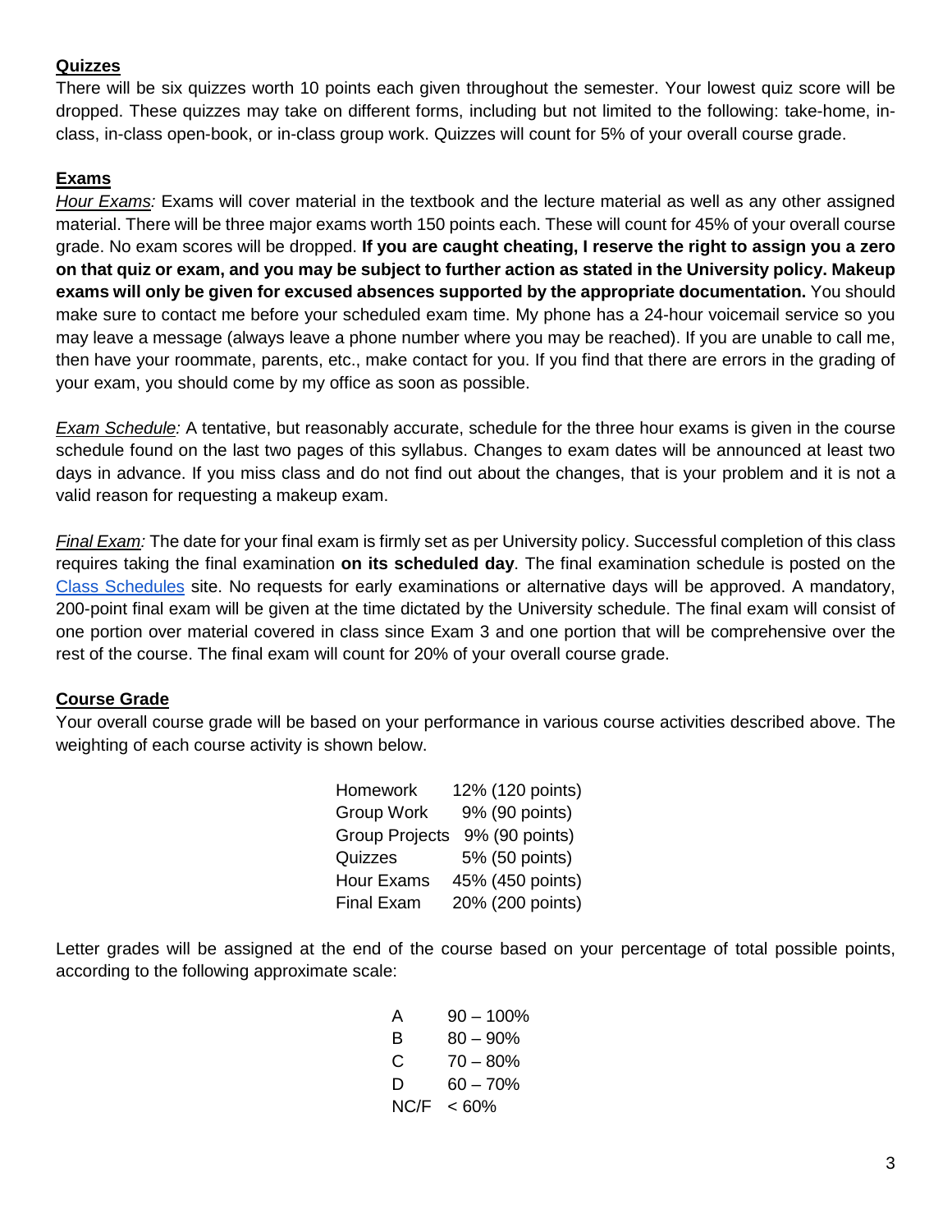## Quizzes

There will be six quizzes worth 10 points each given throughout the semester. Your lowest quiz score will be dropped. These quizzes may take on different forms, including but not limited to the following: take-home, in-class, in-class open-book, or in-class group work. Quizzes will count for 5% of your overall course grade.

## Exams

*Hour Exams:* Exams will cover material in the textbook and the lecture material as well as any other assigned material. There will be three major exams worth 150 points each. These will count for 45% of your overall course grade. No exam scores will be dropped. **If you are caught cheating, I reserve the right to assign you a zero on that quiz or exam, and you may be subject to further action as stated in the University policy. Makeup exams will only be given for excused absences supported by the appropriate documentation.** You should make sure to contact me before your scheduled exam time. My phone has a 24-hour voicemail service so you may leave a message (always leave a phone number where you may be reached). If you are unable to call me, then have your roommate, parents, etc., make contact for you. If you find that there are errors in the grading of your exam, you should come by my office as soon as possible.

*Exam Schedule:* A tentative, but reasonably accurate, schedule for the three hour exams is given in the course schedule found on the last two pages of this syllabus. Changes to exam dates will be announced at least two days in advance. If you miss class and do not find out about the changes, that is your problem and it is not a valid reason for requesting a makeup exam.

*Final Exam:* The date for your final exam is firmly set as per University policy. Successful completion of this class requires taking the final examination **on its scheduled day**. The final examination schedule is posted on the Class Schedules site. No requests for early examinations or alternative days will be approved. A mandatory, 200-point final exam will be given at the time dictated by the University schedule. The final exam will consist of one portion over material covered in class since Exam 3 and one portion that will be comprehensive over the rest of the course. The final exam will count for 20% of your overall course grade.

## Course Grade

Your overall course grade will be based on your performance in various course activities described above. The weighting of each course activity is shown below.

| Activity | Weight |
|---|---|
| Homework | 12% (120 points) |
| Group Work | 9% (90 points) |
| Group Projects | 9% (90 points) |
| Quizzes | 5% (50 points) |
| Hour Exams | 45% (450 points) |
| Final Exam | 20% (200 points) |

Letter grades will be assigned at the end of the course based on your percentage of total possible points, according to the following approximate scale:

| Grade | Range |
|---|---|
| A | 90 – 100% |
| B | 80 – 90% |
| C | 70 – 80% |
| D | 60 – 70% |
| NC/F | < 60% |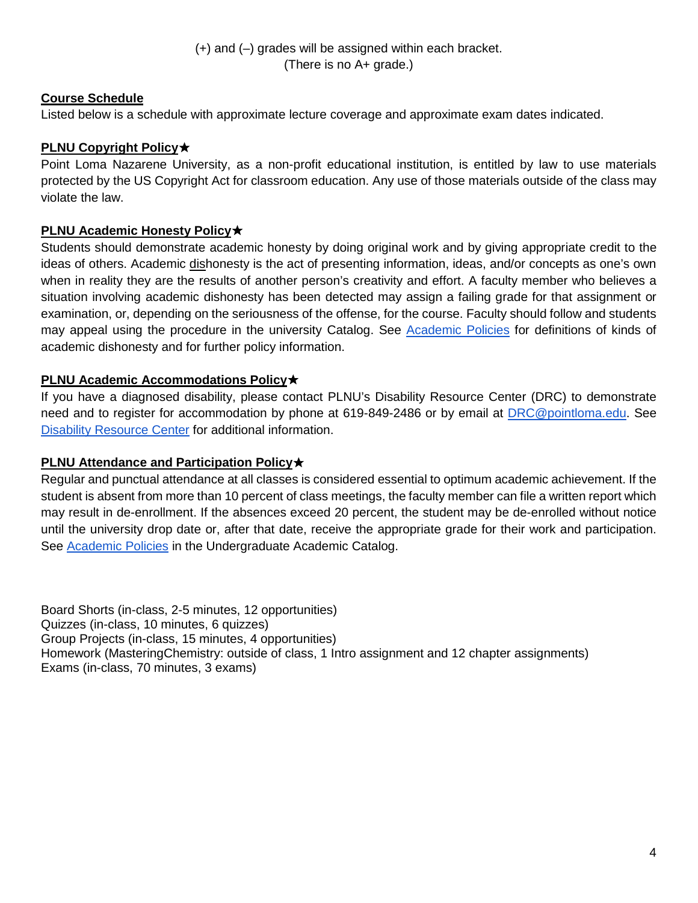(+) and (–) grades will be assigned within each bracket.
(There is no A+ grade.)

**Course Schedule**

Listed below is a schedule with approximate lecture coverage and approximate exam dates indicated.

**PLNU Copyright Policy★**

Point Loma Nazarene University, as a non-profit educational institution, is entitled by law to use materials protected by the US Copyright Act for classroom education. Any use of those materials outside of the class may violate the law.

**PLNU Academic Honesty Policy★**

Students should demonstrate academic honesty by doing original work and by giving appropriate credit to the ideas of others. Academic dishonesty is the act of presenting information, ideas, and/or concepts as one's own when in reality they are the results of another person's creativity and effort. A faculty member who believes a situation involving academic dishonesty has been detected may assign a failing grade for that assignment or examination, or, depending on the seriousness of the offense, for the course. Faculty should follow and students may appeal using the procedure in the university Catalog. See Academic Policies for definitions of kinds of academic dishonesty and for further policy information.

**PLNU Academic Accommodations Policy★**

If you have a diagnosed disability, please contact PLNU's Disability Resource Center (DRC) to demonstrate need and to register for accommodation by phone at 619-849-2486 or by email at DRC@pointloma.edu. See Disability Resource Center for additional information.

**PLNU Attendance and Participation Policy★**

Regular and punctual attendance at all classes is considered essential to optimum academic achievement. If the student is absent from more than 10 percent of class meetings, the faculty member can file a written report which may result in de-enrollment. If the absences exceed 20 percent, the student may be de-enrolled without notice until the university drop date or, after that date, receive the appropriate grade for their work and participation. See Academic Policies in the Undergraduate Academic Catalog.

Board Shorts (in-class, 2-5 minutes, 12 opportunities)
Quizzes (in-class, 10 minutes, 6 quizzes)
Group Projects (in-class, 15 minutes, 4 opportunities)
Homework (MasteringChemistry: outside of class, 1 Intro assignment and 12 chapter assignments)
Exams (in-class, 70 minutes, 3 exams)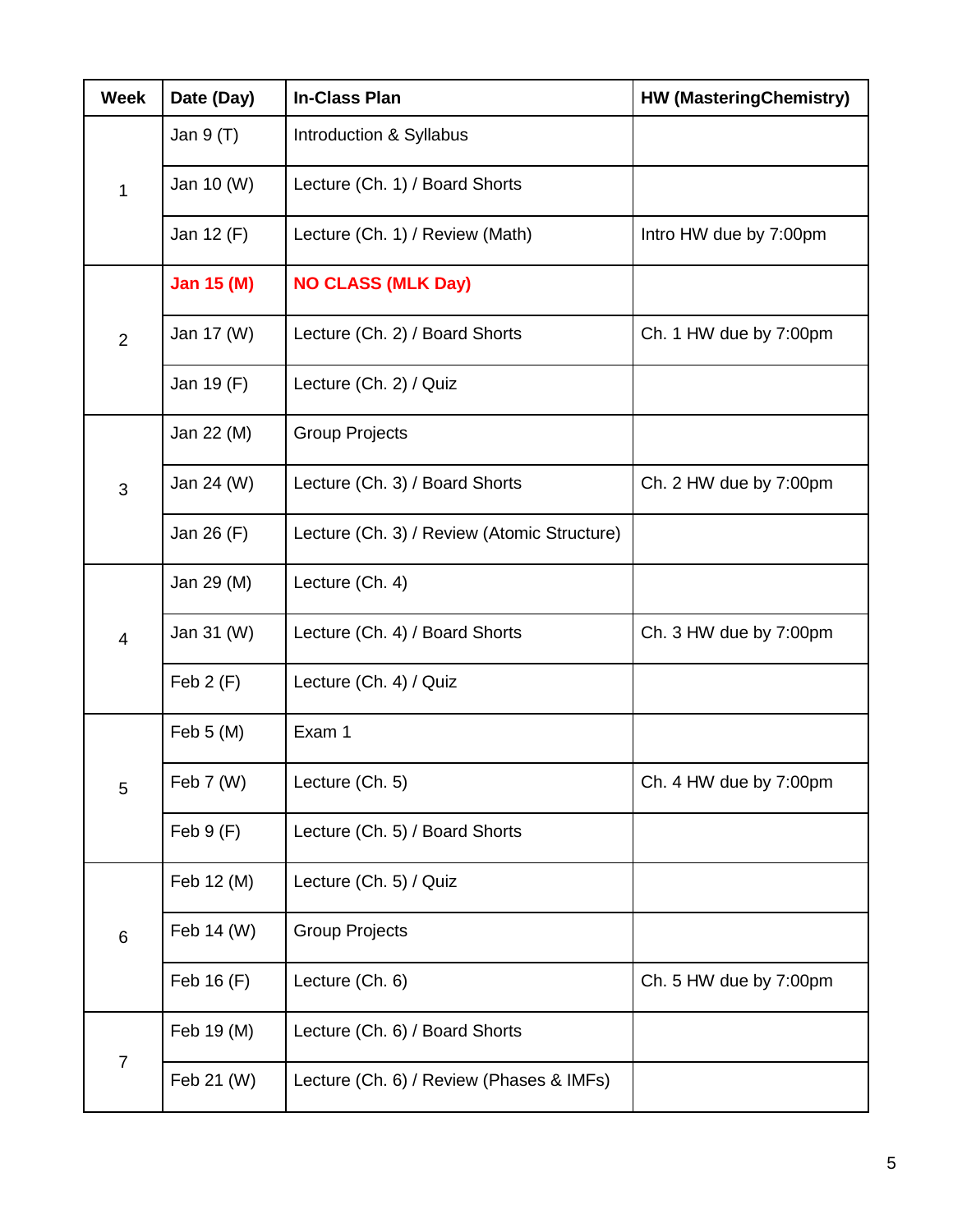| Week | Date (Day) | In-Class Plan | HW (MasteringChemistry) |
| --- | --- | --- | --- |
| 1 | Jan 9 (T) | Introduction & Syllabus | |
| | Jan 10 (W) | Lecture (Ch. 1) / Board Shorts | |
| | Jan 12 (F) | Lecture (Ch. 1) / Review (Math) | Intro HW due by 7:00pm |
| 2 | **Jan 15 (M)** | **NO CLASS (MLK Day)** | |
| | Jan 17 (W) | Lecture (Ch. 2) / Board Shorts | Ch. 1 HW due by 7:00pm |
| | Jan 19 (F) | Lecture (Ch. 2) / Quiz | |
| 3 | Jan 22 (M) | Group Projects | |
| | Jan 24 (W) | Lecture (Ch. 3) / Board Shorts | Ch. 2 HW due by 7:00pm |
| | Jan 26 (F) | Lecture (Ch. 3) / Review (Atomic Structure) | |
| 4 | Jan 29 (M) | Lecture (Ch. 4) | |
| | Jan 31 (W) | Lecture (Ch. 4) / Board Shorts | Ch. 3 HW due by 7:00pm |
| | Feb 2 (F) | Lecture (Ch. 4) / Quiz | |
| 5 | Feb 5 (M) | Exam 1 | |
| | Feb 7 (W) | Lecture (Ch. 5) | Ch. 4 HW due by 7:00pm |
| | Feb 9 (F) | Lecture (Ch. 5) / Board Shorts | |
| 6 | Feb 12 (M) | Lecture (Ch. 5) / Quiz | |
| | Feb 14 (W) | Group Projects | |
| | Feb 16 (F) | Lecture (Ch. 6) | Ch. 5 HW due by 7:00pm |
| 7 | Feb 19 (M) | Lecture (Ch. 6) / Board Shorts | |
| | Feb 21 (W) | Lecture (Ch. 6) / Review (Phases & IMFs) | |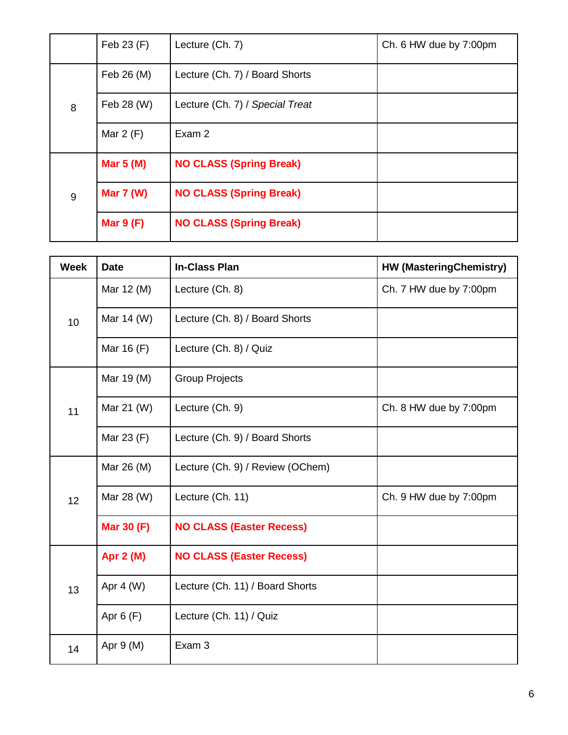| | Feb 23 (F) | Lecture (Ch. 7) | Ch. 6 HW due by 7:00pm |
|---|---|---|---|
| 8 | Feb 26 (M) | Lecture (Ch. 7) / Board Shorts | |
| | Feb 28 (W) | Lecture (Ch. 7) / *Special Treat* | |
| | Mar 2 (F) | Exam 2 | |
| 9 | **Mar 5 (M)** | **NO CLASS (Spring Break)** | |
| | **Mar 7 (W)** | **NO CLASS (Spring Break)** | |
| | **Mar 9 (F)** | **NO CLASS (Spring Break)** | |

| Week | Date | In-Class Plan | HW (MasteringChemistry) |
|---|---|---|---|
| 10 | Mar 12 (M) | Lecture (Ch. 8) | Ch. 7 HW due by 7:00pm |
| | Mar 14 (W) | Lecture (Ch. 8) / Board Shorts | |
| | Mar 16 (F) | Lecture (Ch. 8) / Quiz | |
| 11 | Mar 19 (M) | Group Projects | |
| | Mar 21 (W) | Lecture (Ch. 9) | Ch. 8 HW due by 7:00pm |
| | Mar 23 (F) | Lecture (Ch. 9) / Board Shorts | |
| 12 | Mar 26 (M) | Lecture (Ch. 9) / Review (OChem) | |
| | Mar 28 (W) | Lecture (Ch. 11) | Ch. 9 HW due by 7:00pm |
| | **Mar 30 (F)** | **NO CLASS (Easter Recess)** | |
| 13 | **Apr 2 (M)** | **NO CLASS (Easter Recess)** | |
| | Apr 4 (W) | Lecture (Ch. 11) / Board Shorts | |
| | Apr 6 (F) | Lecture (Ch. 11) / Quiz | |
| 14 | Apr 9 (M) | Exam 3 | |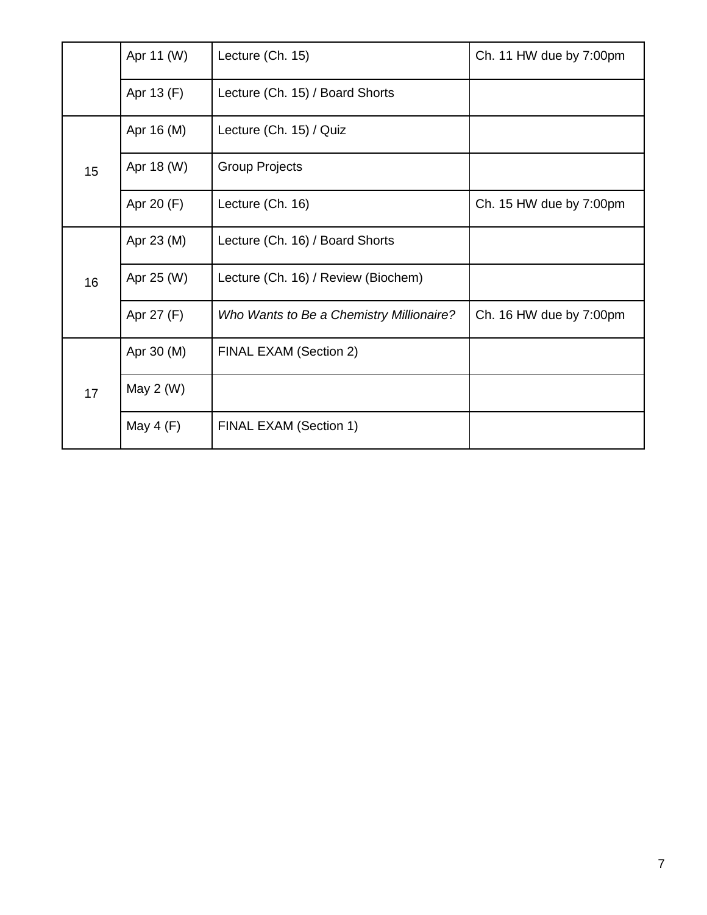| | | | |
|---|---|---|---|
| | Apr 11 (W) | Lecture (Ch. 15) | Ch. 11 HW due by 7:00pm |
| | Apr 13 (F) | Lecture (Ch. 15) / Board Shorts | |
| 15 | Apr 16 (M) | Lecture (Ch. 15) / Quiz | |
| | Apr 18 (W) | Group Projects | |
| | Apr 20 (F) | Lecture (Ch. 16) | Ch. 15 HW due by 7:00pm |
| 16 | Apr 23 (M) | Lecture (Ch. 16) / Board Shorts | |
| | Apr 25 (W) | Lecture (Ch. 16) / Review (Biochem) | |
| | Apr 27 (F) | *Who Wants to Be a Chemistry Millionaire?* | Ch. 16 HW due by 7:00pm |
| 17 | Apr 30 (M) | FINAL EXAM (Section 2) | |
| | May 2 (W) | | |
| | May 4 (F) | FINAL EXAM (Section 1) | |